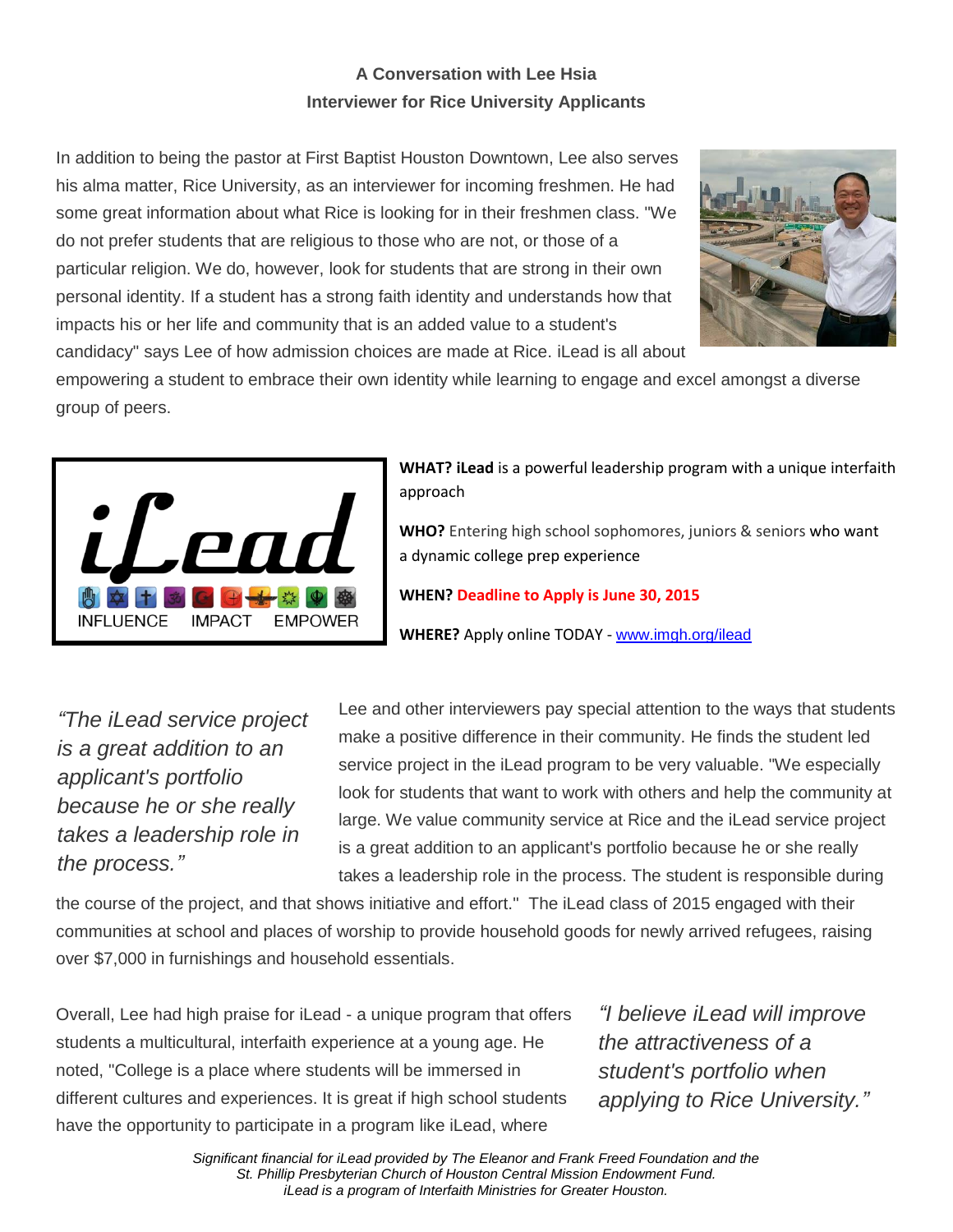**A Conversation with Lee Hsia**
**Interviewer for Rice University Applicants**

In addition to being the pastor at First Baptist Houston Downtown, Lee also serves his alma mater, Rice University, as an interviewer for incoming freshmen. He had some great information about what Rice is looking for in their freshmen class. "We do not prefer students that are religious to those who are not, or those of a particular religion. We do, however, look for students that are strong in their own personal identity. If a student has a strong faith identity and understands how that impacts his or her life and community that is an added value to a student's candidacy" says Lee of how admission choices are made at Rice. iLead is all about empowering a student to embrace their own identity while learning to engage and excel amongst a diverse group of peers.

iLead
INFLUENCE IMPACT EMPOWER

**WHAT? iLead** is a powerful leadership program with a unique interfaith approach

**WHO?** Entering high school sophomores, juniors & seniors who want a dynamic college prep experience

**WHEN? Deadline to Apply is June 30, 2015**

**WHERE?** Apply online TODAY - [www.imgh.org/ilead](www.imgh.org/ilead)

*"The iLead service project is a great addition to an applicant's portfolio because he or she really takes a leadership role in the process."*

Lee and other interviewers pay special attention to the ways that students make a positive difference in their community. He finds the student led service project in the iLead program to be very valuable. "We especially look for students that want to work with others and help the community at large. We value community service at Rice and the iLead service project is a great addition to an applicant's portfolio because he or she really takes a leadership role in the process. The student is responsible during the course of the project, and that shows initiative and effort." The iLead class of 2015 engaged with their communities at school and places of worship to provide household goods for newly arrived refugees, raising over $7,000 in furnishings and household essentials.

Overall, Lee had high praise for iLead - a unique program that offers students a multicultural, interfaith experience at a young age. He noted, "College is a place where students will be immersed in different cultures and experiences. It is great if high school students have the opportunity to participate in a program like iLead, where

*"I believe iLead will improve the attractiveness of a student's portfolio when applying to Rice University."*

*Significant financial for iLead provided by The Eleanor and Frank Freed Foundation and the St. Phillip Presbyterian Church of Houston Central Mission Endowment Fund.*
*iLead is a program of Interfaith Ministries for Greater Houston.*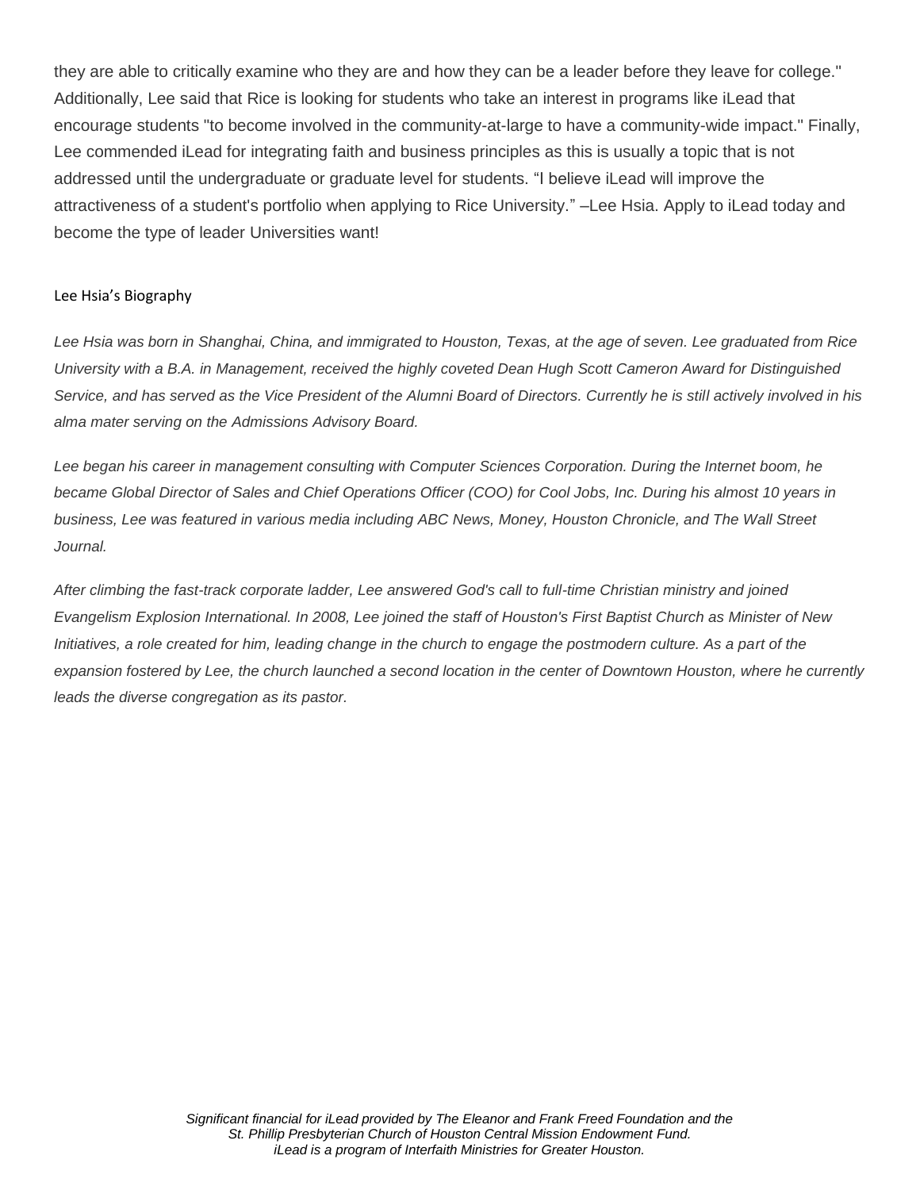they are able to critically examine who they are and how they can be a leader before they leave for college." Additionally, Lee said that Rice is looking for students who take an interest in programs like iLead that encourage students "to become involved in the community-at-large to have a community-wide impact." Finally, Lee commended iLead for integrating faith and business principles as this is usually a topic that is not addressed until the undergraduate or graduate level for students. "I believe iLead will improve the attractiveness of a student's portfolio when applying to Rice University." –Lee Hsia. Apply to iLead today and become the type of leader Universities want!

Lee Hsia's Biography

*Lee Hsia was born in Shanghai, China, and immigrated to Houston, Texas, at the age of seven. Lee graduated from Rice University with a B.A. in Management, received the highly coveted Dean Hugh Scott Cameron Award for Distinguished Service, and has served as the Vice President of the Alumni Board of Directors. Currently he is still actively involved in his alma mater serving on the Admissions Advisory Board.*

*Lee began his career in management consulting with Computer Sciences Corporation. During the Internet boom, he became Global Director of Sales and Chief Operations Officer (COO) for Cool Jobs, Inc. During his almost 10 years in business, Lee was featured in various media including ABC News, Money, Houston Chronicle, and The Wall Street Journal.*

*After climbing the fast-track corporate ladder, Lee answered God's call to full-time Christian ministry and joined Evangelism Explosion International. In 2008, Lee joined the staff of Houston's First Baptist Church as Minister of New Initiatives, a role created for him, leading change in the church to engage the postmodern culture. As a part of the expansion fostered by Lee, the church launched a second location in the center of Downtown Houston, where he currently leads the diverse congregation as its pastor.*

*Significant financial for iLead provided by The Eleanor and Frank Freed Foundation and the St. Phillip Presbyterian Church of Houston Central Mission Endowment Fund. iLead is a program of Interfaith Ministries for Greater Houston.*